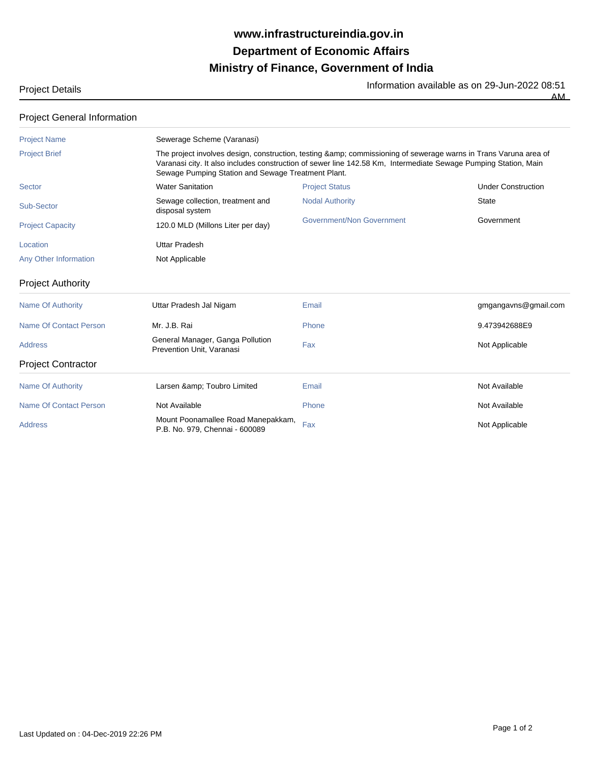**www.infrastructureindia.gov.in**

**Department of Economic Affairs**

**Ministry of Finance, Government of India**

Project Details

Information available as on 29-Jun-2022 08:51 AM

## Project General Information

| | | | |
|---|---|---|---|
| Project Name | Sewerage Scheme (Varanasi) | | |
| Project Brief | The project involves design, construction, testing &amp; commissioning of sewerage warns in Trans Varuna area of Varanasi city. It also includes construction of sewer line 142.58 Km, Intermediate Sewage Pumping Station, Main Sewage Pumping Station and Sewage Treatment Plant. | | |
| Sector | Water Sanitation | Project Status | Under Construction |
| Sub-Sector | Sewage collection, treatment and disposal system | Nodal Authority | State |
| Project Capacity | 120.0 MLD (Millons Liter per day) | Government/Non Government | Government |
| Location | Uttar Pradesh | | |
| Any Other Information | Not Applicable | | |

## Project Authority

| | | | |
|---|---|---|---|
| Name Of Authority | Uttar Pradesh Jal Nigam | Email | gmgangavns@gmail.com |
| Name Of Contact Person | Mr. J.B. Rai | Phone | 9.473942688E9 |
| Address | General Manager, Ganga Pollution Prevention Unit, Varanasi | Fax | Not Applicable |

## Project Contractor

| | | | |
|---|---|---|---|
| Name Of Authority | Larsen &amp; Toubro Limited | Email | Not Available |
| Name Of Contact Person | Not Available | Phone | Not Available |
| Address | Mount Poonamallee Road Manepakkam, P.B. No. 979, Chennai - 600089 | Fax | Not Applicable |

Last Updated on : 04-Dec-2019 22:26 PM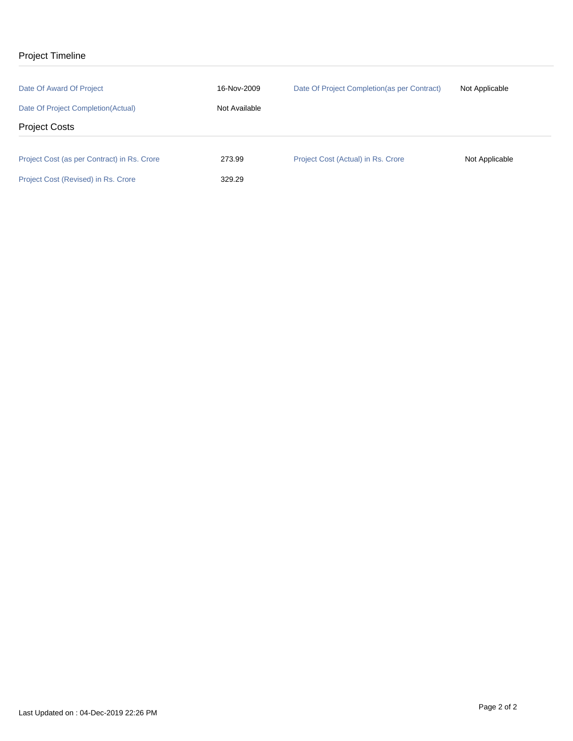## Project Timeline

| | | | |
|---|---|---|---|
| Date Of Award Of Project | 16-Nov-2009 | Date Of Project Completion(as per Contract) | Not Applicable |
| Date Of Project Completion(Actual) | Not Available | | |

## Project Costs

| | | | |
|---|---|---|---|
| Project Cost (as per Contract) in Rs. Crore | 273.99 | Project Cost (Actual) in Rs. Crore | Not Applicable |
| Project Cost (Revised) in Rs. Crore | 329.29 | | |

Last Updated on : 04-Dec-2019 22:26 PM